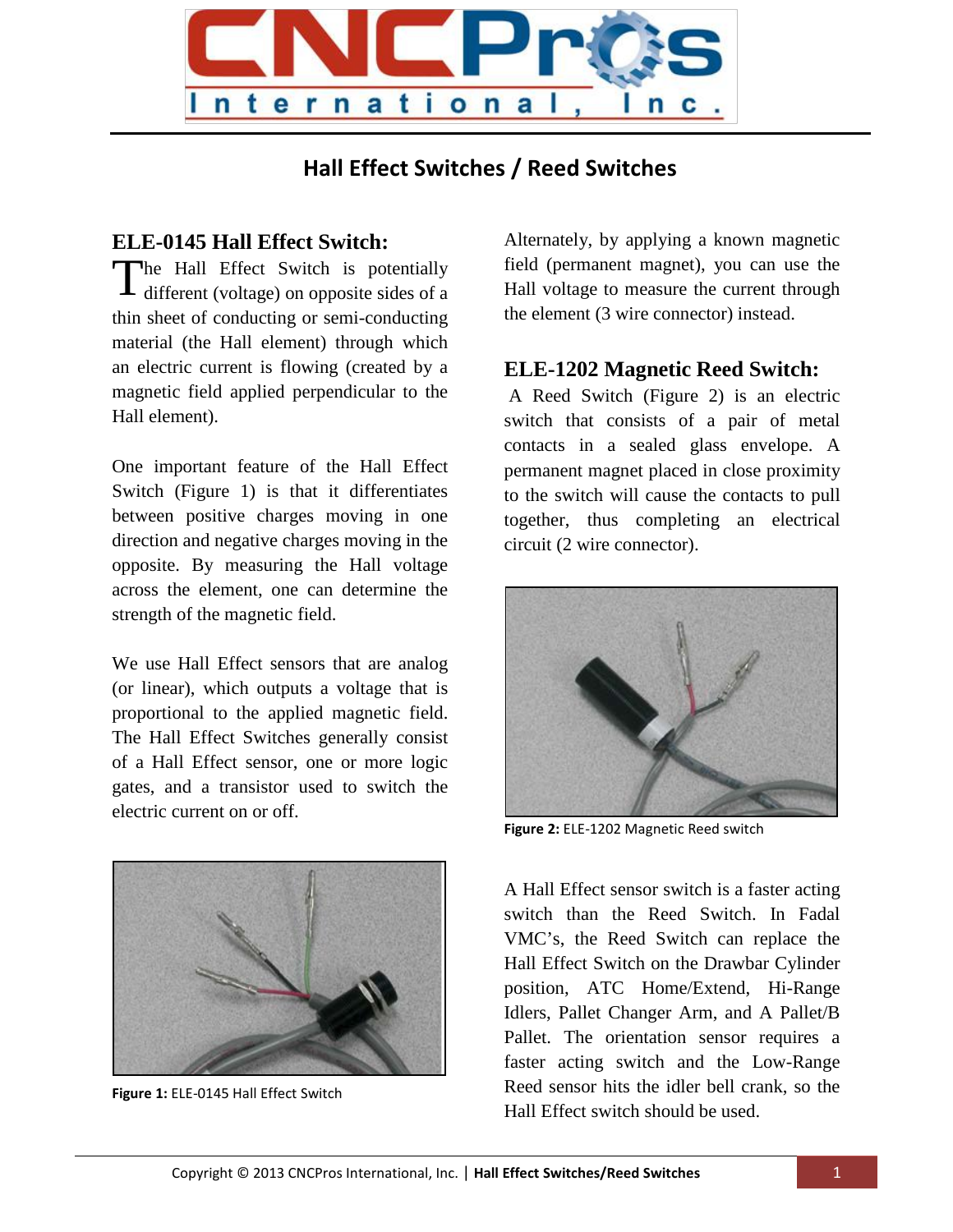# Hall Effect Switches / Reed Switches

## ELE-0145 Hall Effect Switch:

The Hall Effect Switch is potentially different (voltage) on opposite sides of a thin sheet of conducting or semi-conducting material (the Hall element) through which an electric current is flowing (created by a magnetic field applied perpendicular to the Hall element).

One important feature of the Hall Effect Switch (Figure 1) is that it differentiates between positive charges moving in one direction and negative charges moving in the opposite. By measuring the Hall voltage across the element, one can determine the strength of the magnetic field.

We use Hall Effect sensors that are analog (or linear), which outputs a voltage that is proportional to the applied magnetic field. The Hall Effect Switches generally consist of a Hall Effect sensor, one or more logic gates, and a transistor used to switch the electric current on or off.

**Figure 1:** ELE-0145 Hall Effect Switch

Alternately, by applying a known magnetic field (permanent magnet), you can use the Hall voltage to measure the current through the element (3 wire connector) instead.

## ELE-1202 Magnetic Reed Switch:

A Reed Switch (Figure 2) is an electric switch that consists of a pair of metal contacts in a sealed glass envelope. A permanent magnet placed in close proximity to the switch will cause the contacts to pull together, thus completing an electrical circuit (2 wire connector).

**Figure 2:** ELE-1202 Magnetic Reed switch

A Hall Effect sensor switch is a faster acting switch than the Reed Switch. In Fadal VMC's, the Reed Switch can replace the Hall Effect Switch on the Drawbar Cylinder position, ATC Home/Extend, Hi-Range Idlers, Pallet Changer Arm, and A Pallet/B Pallet. The orientation sensor requires a faster acting switch and the Low-Range Reed sensor hits the idler bell crank, so the Hall Effect switch should be used.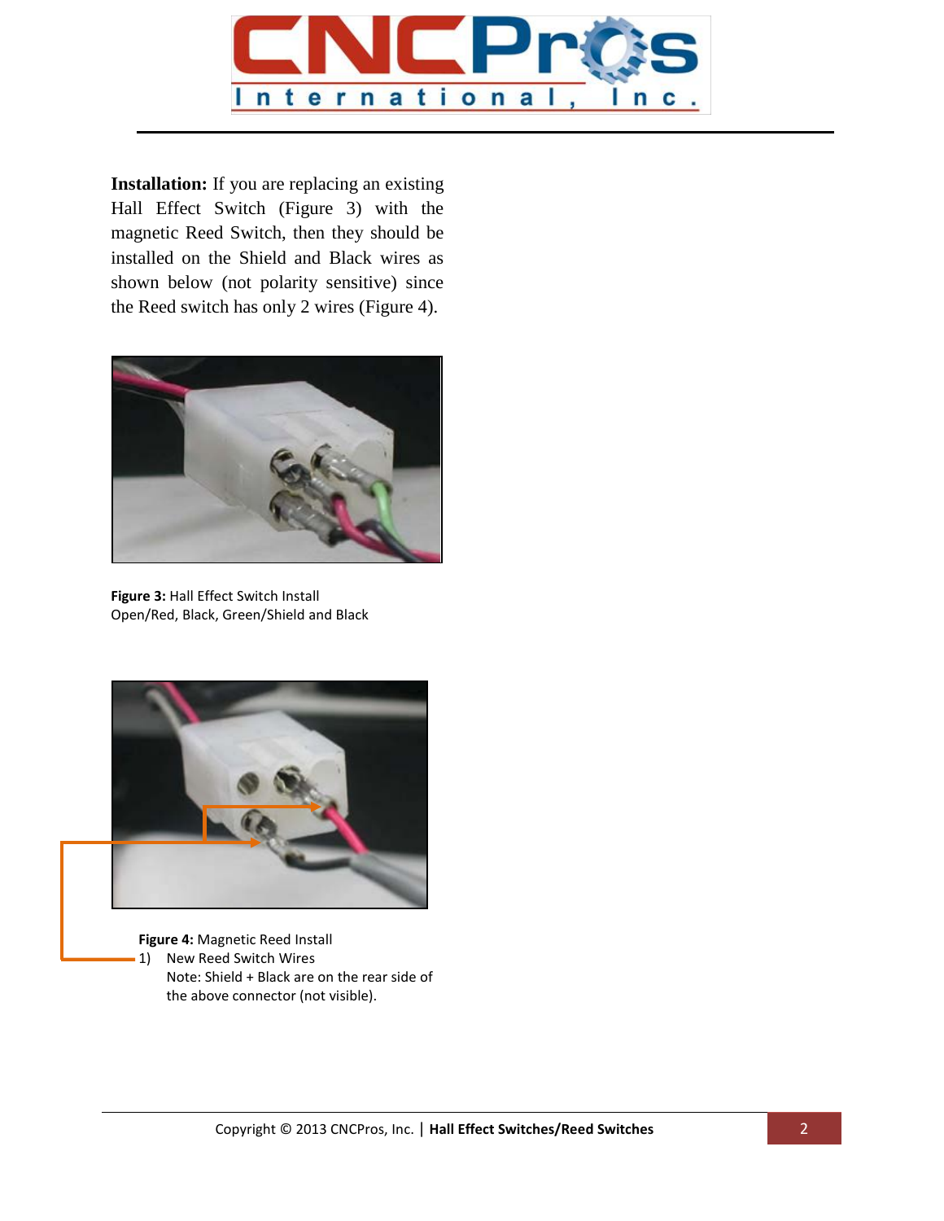**Installation:** If you are replacing an existing Hall Effect Switch (Figure 3) with the magnetic Reed Switch, then they should be installed on the Shield and Black wires as shown below (not polarity sensitive) since the Reed switch has only 2 wires (Figure 4).

**Figure 3:** Hall Effect Switch Install
Open/Red, Black, Green/Shield and Black

**Figure 4:** Magnetic Reed Install

1) New Reed Switch Wires
   Note: Shield + Black are on the rear side of the above connector (not visible).